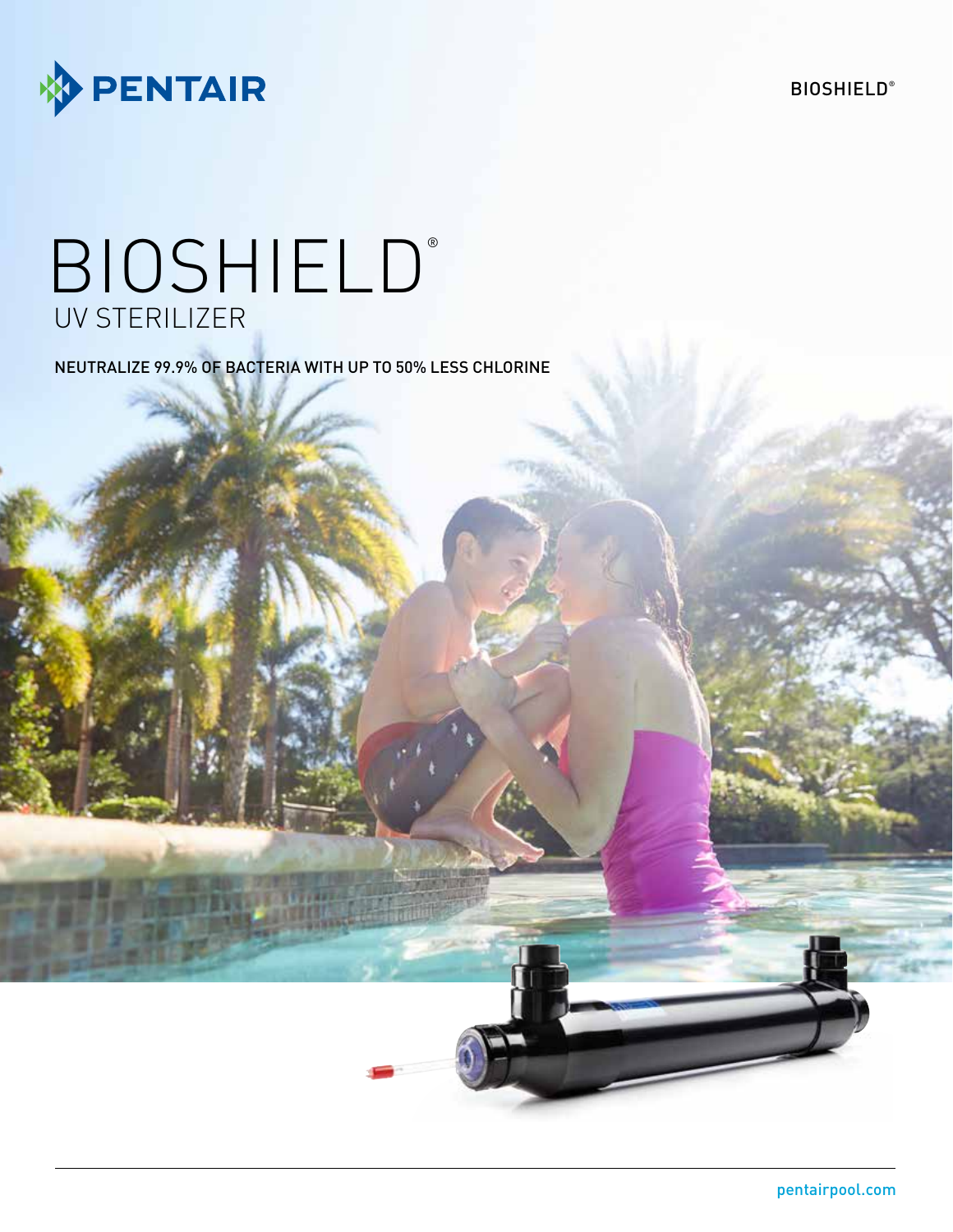PENTAIR

BIOSHIELD®

# BIOSHIELD®

## UV STERILIZER

NEUTRALIZE 99.9% OF BACTERIA WITH UP TO 50% LESS CHLORINE

pentairpool.com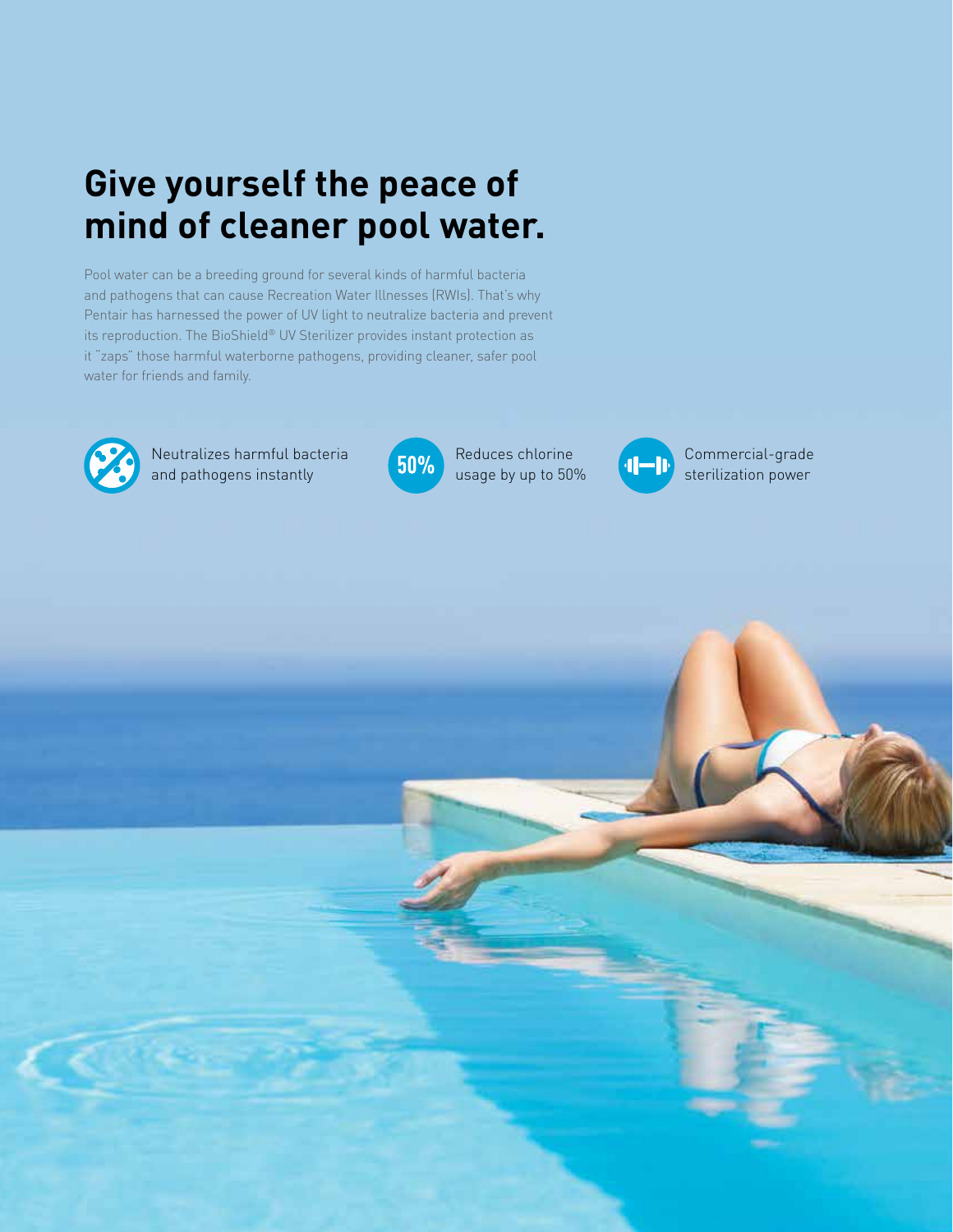# Give yourself the peace of mind of cleaner pool water.

Pool water can be a breeding ground for several kinds of harmful bacteria and pathogens that can cause Recreation Water Illnesses (RWIs). That's why Pentair has harnessed the power of UV light to neutralize bacteria and prevent its reproduction. The BioShield® UV Sterilizer provides instant protection as it "zaps" those harmful waterborne pathogens, providing cleaner, safer pool water for friends and family.

- Neutralizes harmful bacteria and pathogens instantly
- **50%** Reduces chlorine usage by up to 50%
- Commercial-grade sterilization power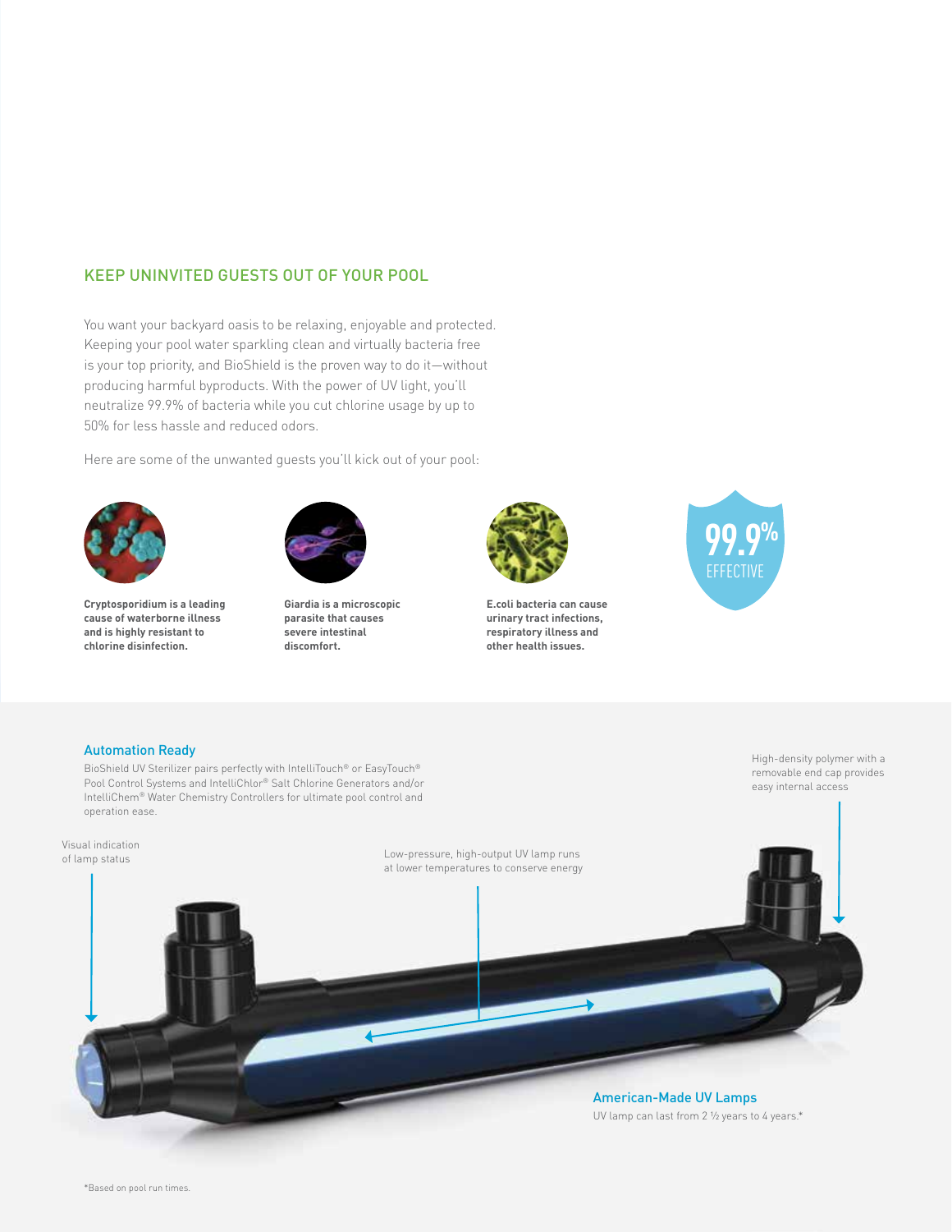## KEEP UNINVITED GUESTS OUT OF YOUR POOL

You want your backyard oasis to be relaxing, enjoyable and protected. Keeping your pool water sparkling clean and virtually bacteria free is your top priority, and BioShield is the proven way to do it—without producing harmful byproducts. With the power of UV light, you'll neutralize 99.9% of bacteria while you cut chlorine usage by up to 50% for less hassle and reduced odors.

Here are some of the unwanted guests you'll kick out of your pool:

**Cryptosporidium is a leading cause of waterborne illness and is highly resistant to chlorine disinfection.**

**Giardia is a microscopic parasite that causes severe intestinal discomfort.**

**E.coli bacteria can cause urinary tract infections, respiratory illness and other health issues.**

99.9% EFFECTIVE

### Automation Ready

BioShield UV Sterilizer pairs perfectly with IntelliTouch® or EasyTouch® Pool Control Systems and IntelliChlor® Salt Chlorine Generators and/or IntelliChem® Water Chemistry Controllers for ultimate pool control and operation ease.

High-density polymer with a removable end cap provides easy internal access

Visual indication of lamp status

Low-pressure, high-output UV lamp runs at lower temperatures to conserve energy

### American-Made UV Lamps

UV lamp can last from 2 ½ years to 4 years.*

*Based on pool run times.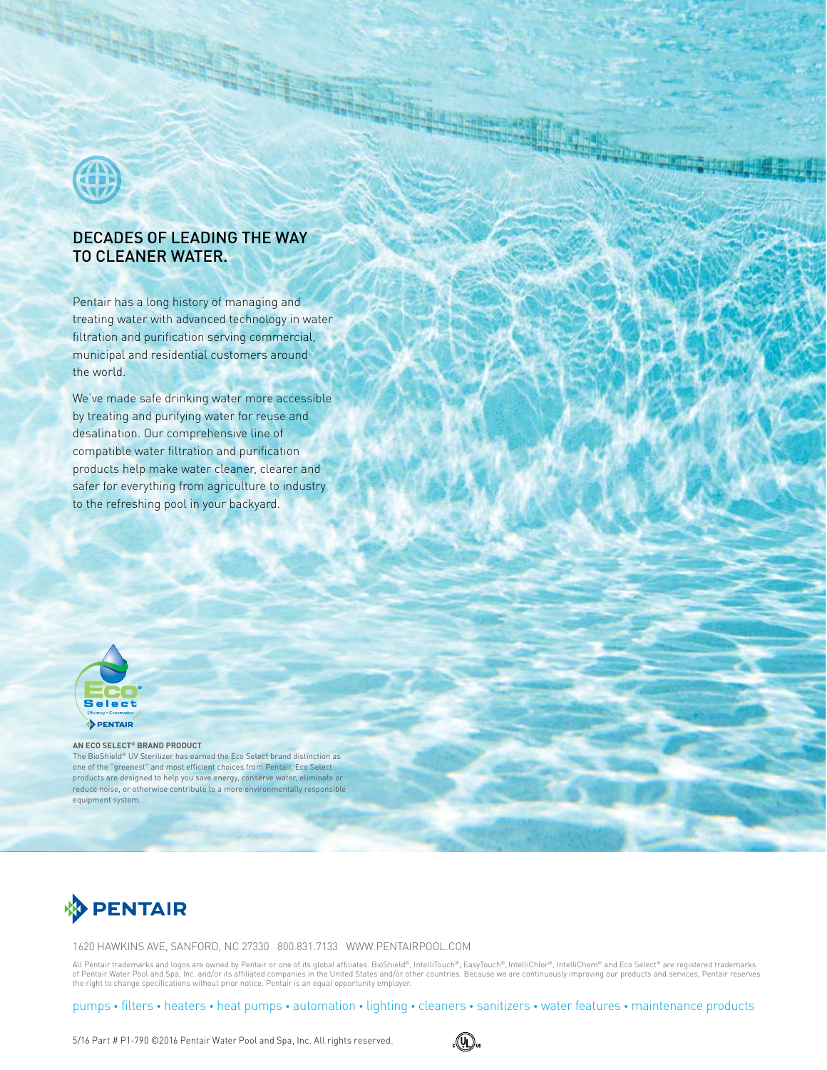## DECADES OF LEADING THE WAY TO CLEANER WATER.

Pentair has a long history of managing and treating water with advanced technology in water filtration and purification serving commercial, municipal and residential customers around the world.

We've made safe drinking water more accessible by treating and purifying water for reuse and desalination. Our comprehensive line of compatible water filtration and purification products help make water cleaner, clearer and safer for everything from agriculture to industry to the refreshing pool in your backyard.

**AN ECO SELECT® BRAND PRODUCT**

The BioShield® UV Sterilizer has earned the Eco Select brand distinction as one of the "greenest" and most efficient choices from Pentair. Eco Select products are designed to help you save energy, conserve water, eliminate or reduce noise, or otherwise contribute to a more environmentally responsible equipment system.

**PENTAIR**

1620 HAWKINS AVE, SANFORD, NC 27330 800.831.7133 WWW.PENTAIRPOOL.COM

All Pentair trademarks and logos are owned by Pentair or one of its global affiliates. BioShield®, IntelliTouch®, EasyTouch®, IntelliChlor®, IntelliChem® and Eco Select® are registered trademarks of Pentair Water Pool and Spa, Inc. and/or its affiliated companies in the United States and/or other countries. Because we are continuously improving our products and services, Pentair reserves the right to change specifications without prior notice. Pentair is an equal opportunity employer.

pumps • filters • heaters • heat pumps • automation • lighting • cleaners • sanitizers • water features • maintenance products

5/16 Part # P1-790 ©2016 Pentair Water Pool and Spa, Inc. All rights reserved.